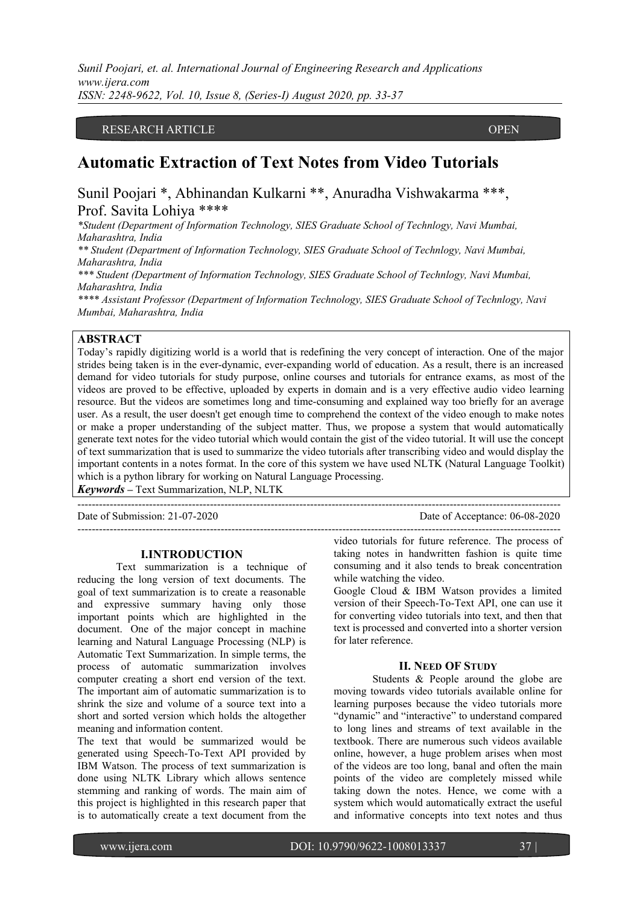RESEARCH ARTICLE OPEN

# Automatic Extraction of Text Notes from Video Tutorials

Sunil Poojari *, Abhinandan Kulkarni **, Anuradha Vishwakarma ***, Prof. Savita Lohiya ****

*\*Student (Department of Information Technology, SIES Graduate School of Technlogy, Navi Mumbai, Maharashtra, India*

*\*\* Student (Department of Information Technology, SIES Graduate School of Technlogy, Navi Mumbai, Maharashtra, India*

*\*\*\* Student (Department of Information Technology, SIES Graduate School of Technlogy, Navi Mumbai, Maharashtra, India*

*\*\*\*\* Assistant Professor (Department of Information Technology, SIES Graduate School of Technlogy, Navi Mumbai, Maharashtra, India*

## ABSTRACT

Today's rapidly digitizing world is a world that is redefining the very concept of interaction. One of the major strides being taken is in the ever-dynamic, ever-expanding world of education. As a result, there is an increased demand for video tutorials for study purpose, online courses and tutorials for entrance exams, as most of the videos are proved to be effective, uploaded by experts in domain and is a very effective audio video learning resource. But the videos are sometimes long and time-consuming and explained way too briefly for an average user. As a result, the user doesn't get enough time to comprehend the context of the video enough to make notes or make a proper understanding of the subject matter. Thus, we propose a system that would automatically generate text notes for the video tutorial which would contain the gist of the video tutorial. It will use the concept of text summarization that is used to summarize the video tutorials after transcribing video and would display the important contents in a notes format. In the core of this system we have used NLTK (Natural Language Toolkit) which is a python library for working on Natural Language Processing.

***Keywords*** **–** Text Summarization, NLP, NLTK

---

Date of Submission: 21-07-2020 Date of Acceptance: 06-08-2020

---

## I.INTRODUCTION

Text summarization is a technique of reducing the long version of text documents. The goal of text summarization is to create a reasonable and expressive summary having only those important points which are highlighted in the document. One of the major concept in machine learning and Natural Language Processing (NLP) is Automatic Text Summarization. In simple terms, the process of automatic summarization involves computer creating a short end version of the text. The important aim of automatic summarization is to shrink the size and volume of a source text into a short and sorted version which holds the altogether meaning and information content.

The text that would be summarized would be generated using Speech-To-Text API provided by IBM Watson. The process of text summarization is done using NLTK Library which allows sentence stemming and ranking of words. The main aim of this project is highlighted in this research paper that is to automatically create a text document from the video tutorials for future reference. The process of taking notes in handwritten fashion is quite time consuming and it also tends to break concentration while watching the video.

Google Cloud & IBM Watson provides a limited version of their Speech-To-Text API, one can use it for converting video tutorials into text, and then that text is processed and converted into a shorter version for later reference.

## II. NEED OF STUDY

Students & People around the globe are moving towards video tutorials available online for learning purposes because the video tutorials more "dynamic" and "interactive" to understand compared to long lines and streams of text available in the textbook. There are numerous such videos available online, however, a huge problem arises when most of the videos are too long, banal and often the main points of the video are completely missed while taking down the notes. Hence, we come with a system which would automatically extract the useful and informative concepts into text notes and thus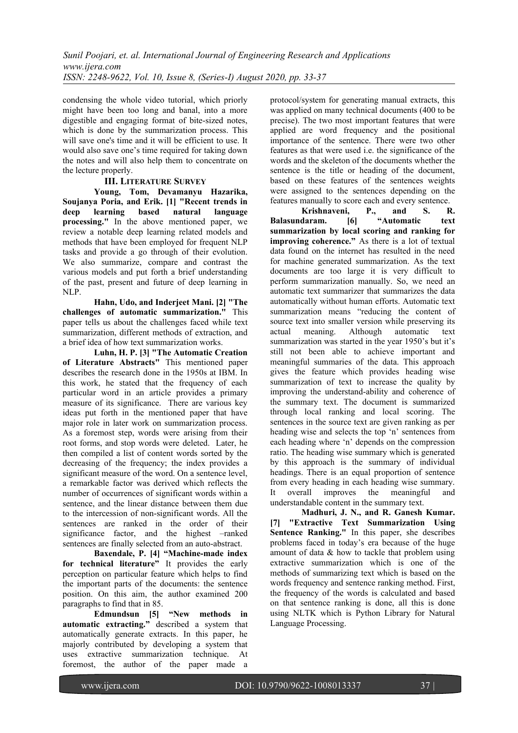condensing the whole video tutorial, which priorly might have been too long and banal, into a more digestible and engaging format of bite-sized notes, which is done by the summarization process. This will save one's time and it will be efficient to use. It would also save one's time required for taking down the notes and will also help them to concentrate on the lecture properly.

## III. Literature Survey

**Young, Tom, Devamanyu Hazarika, Soujanya Poria, and Erik. [1] "Recent trends in deep learning based natural language processing."** In the above mentioned paper, we review a notable deep learning related models and methods that have been employed for frequent NLP tasks and provide a go through of their evolution. We also summarize, compare and contrast the various models and put forth a brief understanding of the past, present and future of deep learning in NLP.

**Hahn, Udo, and Inderjeet Mani. [2] "The challenges of automatic summarization."** This paper tells us about the challenges faced while text summarization, different methods of extraction, and a brief idea of how text summarization works.

**Luhn, H. P. [3] "The Automatic Creation of Literature Abstracts"** This mentioned paper describes the research done in the 1950s at IBM. In this work, he stated that the frequency of each particular word in an article provides a primary measure of its significance. There are various key ideas put forth in the mentioned paper that have major role in later work on summarization process. As a foremost step, words were arising from their root forms, and stop words were deleted. Later, he then compiled a list of content words sorted by the decreasing of the frequency; the index provides a significant measure of the word. On a sentence level, a remarkable factor was derived which reflects the number of occurrences of significant words within a sentence, and the linear distance between them due to the intercession of non-significant words. All the sentences are ranked in the order of their significance factor, and the highest –ranked sentences are finally selected from an auto-abstract.

**Baxendale, P. [4] "Machine-made index for technical literature"** It provides the early perception on particular feature which helps to find the important parts of the documents: the sentence position. On this aim, the author examined 200 paragraphs to find that in 85.

**Edmundsun [5] "New methods in automatic extracting."** described a system that automatically generate extracts. In this paper, he majorly contributed by developing a system that uses extractive summarization technique. At foremost, the author of the paper made a protocol/system for generating manual extracts, this was applied on many technical documents (400 to be precise). The two most important features that were applied are word frequency and the positional importance of the sentence. There were two other features as that were used i.e. the significance of the words and the skeleton of the documents whether the sentence is the title or heading of the document, based on these features of the sentences weights were assigned to the sentences depending on the features manually to score each and every sentence.

**Krishnaveni, P., and S. R. Balasundaram. [6] "Automatic text summarization by local scoring and ranking for improving coherence."** As there is a lot of textual data found on the internet has resulted in the need for machine generated summarization. As the text documents are too large it is very difficult to perform summarization manually. So, we need an automatic text summarizer that summarizes the data automatically without human efforts. Automatic text summarization means "reducing the content of source text into smaller version while preserving its actual meaning. Although automatic text summarization was started in the year 1950's but it's still not been able to achieve important and meaningful summaries of the data. This approach gives the feature which provides heading wise summarization of text to increase the quality by improving the understand-ability and coherence of the summary text. The document is summarized through local ranking and local scoring. The sentences in the source text are given ranking as per heading wise and selects the top 'n' sentences from each heading where 'n' depends on the compression ratio. The heading wise summary which is generated by this approach is the summary of individual headings. There is an equal proportion of sentence from every heading in each heading wise summary. It overall improves the meaningful and understandable content in the summary text.

**Madhuri, J. N., and R. Ganesh Kumar. [7] "Extractive Text Summarization Using Sentence Ranking."** In this paper, she describes problems faced in today's era because of the huge amount of data & how to tackle that problem using extractive summarization which is one of the methods of summarizing text which is based on the words frequency and sentence ranking method. First, the frequency of the words is calculated and based on that sentence ranking is done, all this is done using NLTK which is Python Library for Natural Language Processing.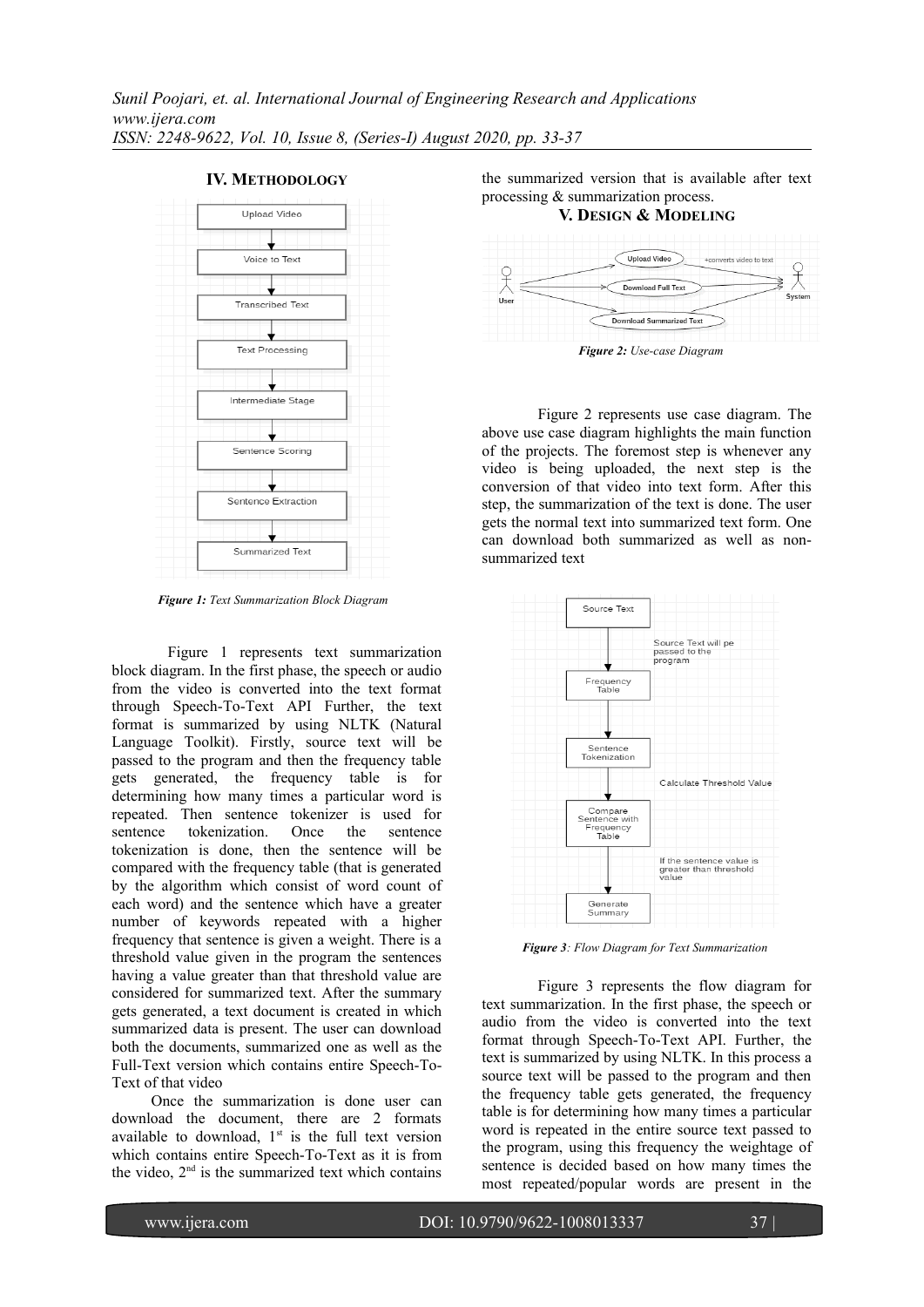## IV. METHODOLOGY

*Figure 1: Text Summarization Block Diagram*

Figure 1 represents text summarization block diagram. In the first phase, the speech or audio from the video is converted into the text format through Speech-To-Text API Further, the text format is summarized by using NLTK (Natural Language Toolkit). Firstly, source text will be passed to the program and then the frequency table gets generated, the frequency table is for determining how many times a particular word is repeated. Then sentence tokenizer is used for sentence tokenization. Once the sentence tokenization is done, then the sentence will be compared with the frequency table (that is generated by the algorithm which consist of word count of each word) and the sentence which have a greater number of keywords repeated with a higher frequency that sentence is given a weight. There is a threshold value given in the program the sentences having a value greater than that threshold value are considered for summarized text. After the summary gets generated, a text document is created in which summarized data is present. The user can download both the documents, summarized one as well as the Full-Text version which contains entire Speech-To-Text of that video

Once the summarization is done user can download the document, there are 2 formats available to download, 1st is the full text version which contains entire Speech-To-Text as it is from the video, 2nd is the summarized text which contains the summarized version that is available after text processing & summarization process.

## V. DESIGN & MODELING

*Figure 2: Use-case Diagram*

Figure 2 represents use case diagram. The above use case diagram highlights the main function of the projects. The foremost step is whenever any video is being uploaded, the next step is the conversion of that video into text form. After this step, the summarization of the text is done. The user gets the normal text into summarized text form. One can download both summarized as well as non-summarized text

*Figure 3: Flow Diagram for Text Summarization*

Figure 3 represents the flow diagram for text summarization. In the first phase, the speech or audio from the video is converted into the text format through Speech-To-Text API. Further, the text is summarized by using NLTK. In this process a source text will be passed to the program and then the frequency table gets generated, the frequency table is for determining how many times a particular word is repeated in the entire source text passed to the program, using this frequency the weightage of sentence is decided based on how many times the most repeated/popular words are present in the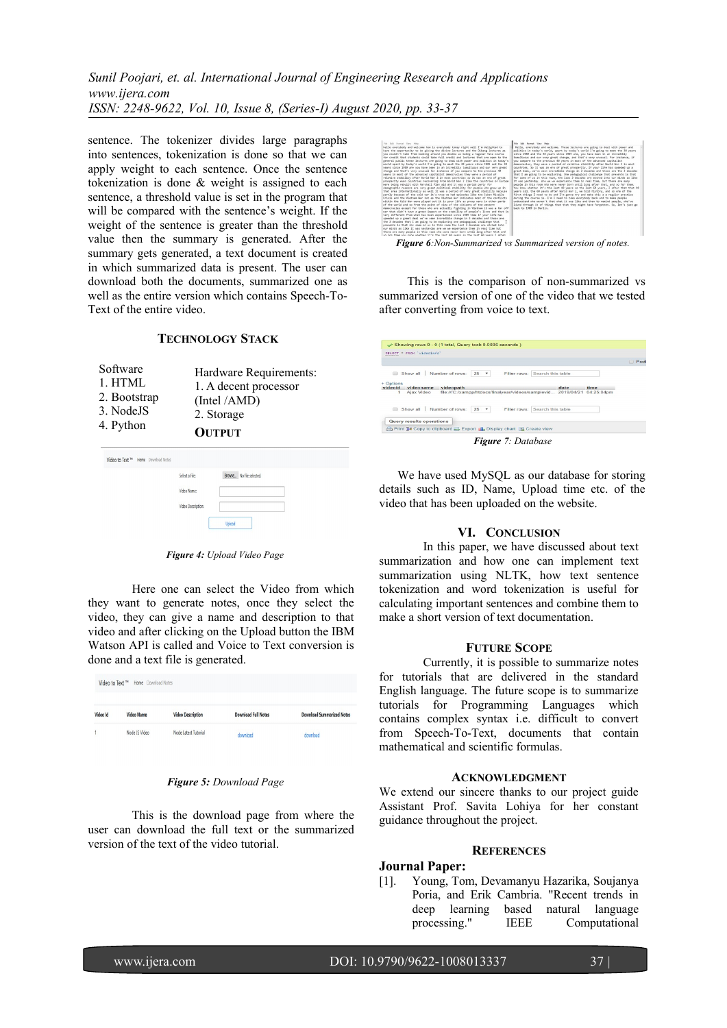sentence. The tokenizer divides large paragraphs into sentences, tokenization is done so that we can apply weight to each sentence. Once the sentence tokenization is done & weight is assigned to each sentence, a threshold value is set in the program that will be compared with the sentence's weight. If the weight of the sentence is greater than the threshold value then the summary is generated. After the summary gets generated, a text document is created in which summarized data is present. The user can download both the documents, summarized one as well as the entire version which contains Speech-To-Text of the entire video.

## Technology Stack

| Software | Hardware Requirements: |
|---|---|
| 1. HTML | 1. A decent processor |
| 2. Bootstrap | (Intel /AMD) |
| 3. NodeJS | 2. Storage |
| 4. Python | |

## Output

**Figure 4:** *Upload Video Page*

Here one can select the Video from which they want to generate notes, once they select the video, they can give a name and description to that video and after clicking on the Upload button the IBM Watson API is called and Voice to Text conversion is done and a text file is generated.

**Figure 5:** *Download Page*

This is the download page from where the user can download the full text or the summarized version of the text of the video tutorial.

**Figure 6**:*Non-Summarized vs Summarized version of notes.*

This is the comparison of non-summarized vs summarized version of one of the video that we tested after converting from voice to text.

**Figure 7**: *Database*

We have used MySQL as our database for storing details such as ID, Name, Upload time etc. of the video that has been uploaded on the website.

## VI. Conclusion

In this paper, we have discussed about text summarization and how one can implement text summarization using NLTK, how text sentence tokenization and word tokenization is useful for calculating important sentences and combine them to make a short version of text documentation.

## Future Scope

Currently, it is possible to summarize notes for tutorials that are delivered in the standard English language. The future scope is to summarize tutorials for Programming Languages which contains complex syntax i.e. difficult to convert from Speech-To-Text, documents that contain mathematical and scientific formulas.

## Acknowledgment

We extend our sincere thanks to our project guide Assistant Prof. Savita Lohiya for her constant guidance throughout the project.

## References

**Journal Paper:**

[1]. Young, Tom, Devamanyu Hazarika, Soujanya Poria, and Erik Cambria. "Recent trends in deep learning based natural language processing." IEEE Computational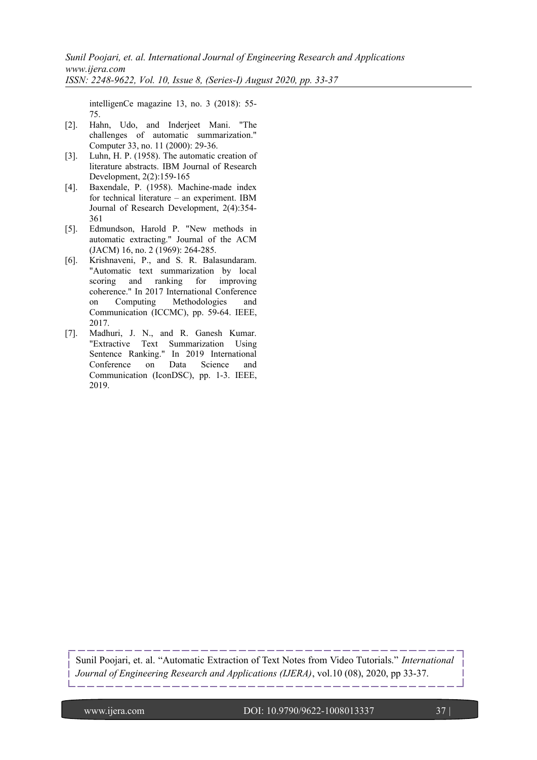intelligenCe magazine 13, no. 3 (2018): 55-75.

[2]. Hahn, Udo, and Inderjeet Mani. "The challenges of automatic summarization." Computer 33, no. 11 (2000): 29-36.

[3]. Luhn, H. P. (1958). The automatic creation of literature abstracts. IBM Journal of Research Development, 2(2):159-165

[4]. Baxendale, P. (1958). Machine-made index for technical literature – an experiment. IBM Journal of Research Development, 2(4):354-361

[5]. Edmundson, Harold P. "New methods in automatic extracting." Journal of the ACM (JACM) 16, no. 2 (1969): 264-285.

[6]. Krishnaveni, P., and S. R. Balasundaram. "Automatic text summarization by local scoring and ranking for improving coherence." In 2017 International Conference on Computing Methodologies and Communication (ICCMC), pp. 59-64. IEEE, 2017.

[7]. Madhuri, J. N., and R. Ganesh Kumar. "Extractive Text Summarization Using Sentence Ranking." In 2019 International Conference on Data Science and Communication (IconDSC), pp. 1-3. IEEE, 2019.

Sunil Poojari, et. al. "Automatic Extraction of Text Notes from Video Tutorials." *International Journal of Engineering Research and Applications (IJERA)*, vol.10 (08), 2020, pp 33-37.